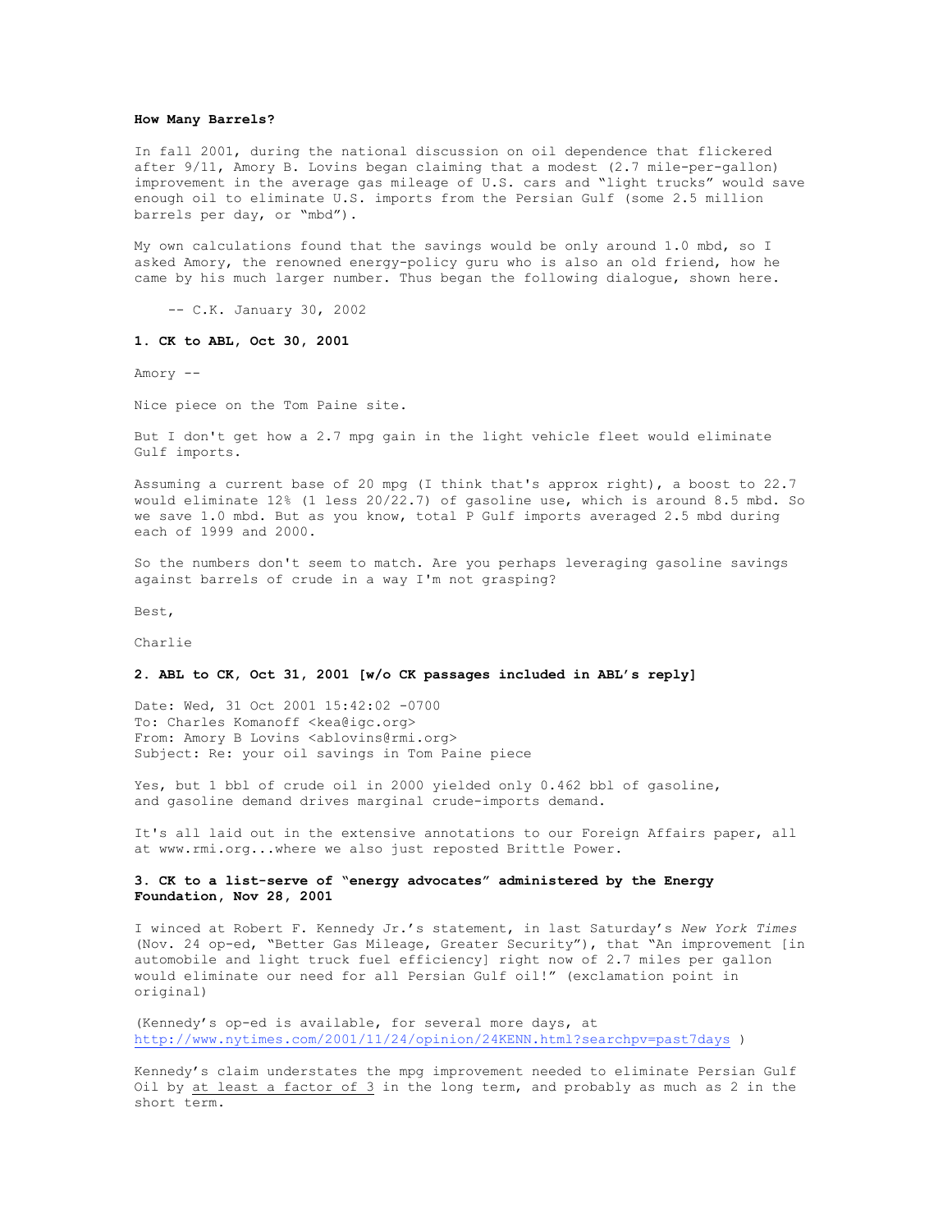**How Many Barrels?**

In fall 2001, during the national discussion on oil dependence that flickered after 9/11, Amory B. Lovins began claiming that a modest (2.7 mile-per-gallon) improvement in the average gas mileage of U.S. cars and "light trucks" would save enough oil to eliminate U.S. imports from the Persian Gulf (some 2.5 million barrels per day, or "mbd").

My own calculations found that the savings would be only around 1.0 mbd, so I asked Amory, the renowned energy-policy guru who is also an old friend, how he came by his much larger number. Thus began the following dialogue, shown here.

-- C.K. January 30, 2002

**1. CK to ABL, Oct 30, 2001**

Amory --

Nice piece on the Tom Paine site.

But I don't get how a 2.7 mpg gain in the light vehicle fleet would eliminate Gulf imports.

Assuming a current base of 20 mpg (I think that's approx right), a boost to 22.7 would eliminate 12% (1 less 20/22.7) of gasoline use, which is around 8.5 mbd. So we save 1.0 mbd. But as you know, total P Gulf imports averaged 2.5 mbd during each of 1999 and 2000.

So the numbers don't seem to match. Are you perhaps leveraging gasoline savings against barrels of crude in a way I'm not grasping?

Best,

Charlie

**2. ABL to CK, Oct 31, 2001 [w/o CK passages included in ABL's reply]**

Date: Wed, 31 Oct 2001 15:42:02 -0700
To: Charles Komanoff <kea@igc.org>
From: Amory B Lovins <ablovins@rmi.org>
Subject: Re: your oil savings in Tom Paine piece

Yes, but 1 bbl of crude oil in 2000 yielded only 0.462 bbl of gasoline, and gasoline demand drives marginal crude-imports demand.

It's all laid out in the extensive annotations to our Foreign Affairs paper, all at www.rmi.org...where we also just reposted Brittle Power.

**3. CK to a list-serve of "energy advocates" administered by the Energy Foundation, Nov 28, 2001**

I winced at Robert F. Kennedy Jr.'s statement, in last Saturday's *New York Times* (Nov. 24 op-ed, "Better Gas Mileage, Greater Security"), that "An improvement [in automobile and light truck fuel efficiency] right now of 2.7 miles per gallon would eliminate our need for all Persian Gulf oil!" (exclamation point in original)

(Kennedy's op-ed is available, for several more days, at http://www.nytimes.com/2001/11/24/opinion/24KENN.html?searchpv=past7days )

Kennedy's claim understates the mpg improvement needed to eliminate Persian Gulf Oil by <u>at least a factor of 3</u> in the long term, and probably as much as 2 in the short term.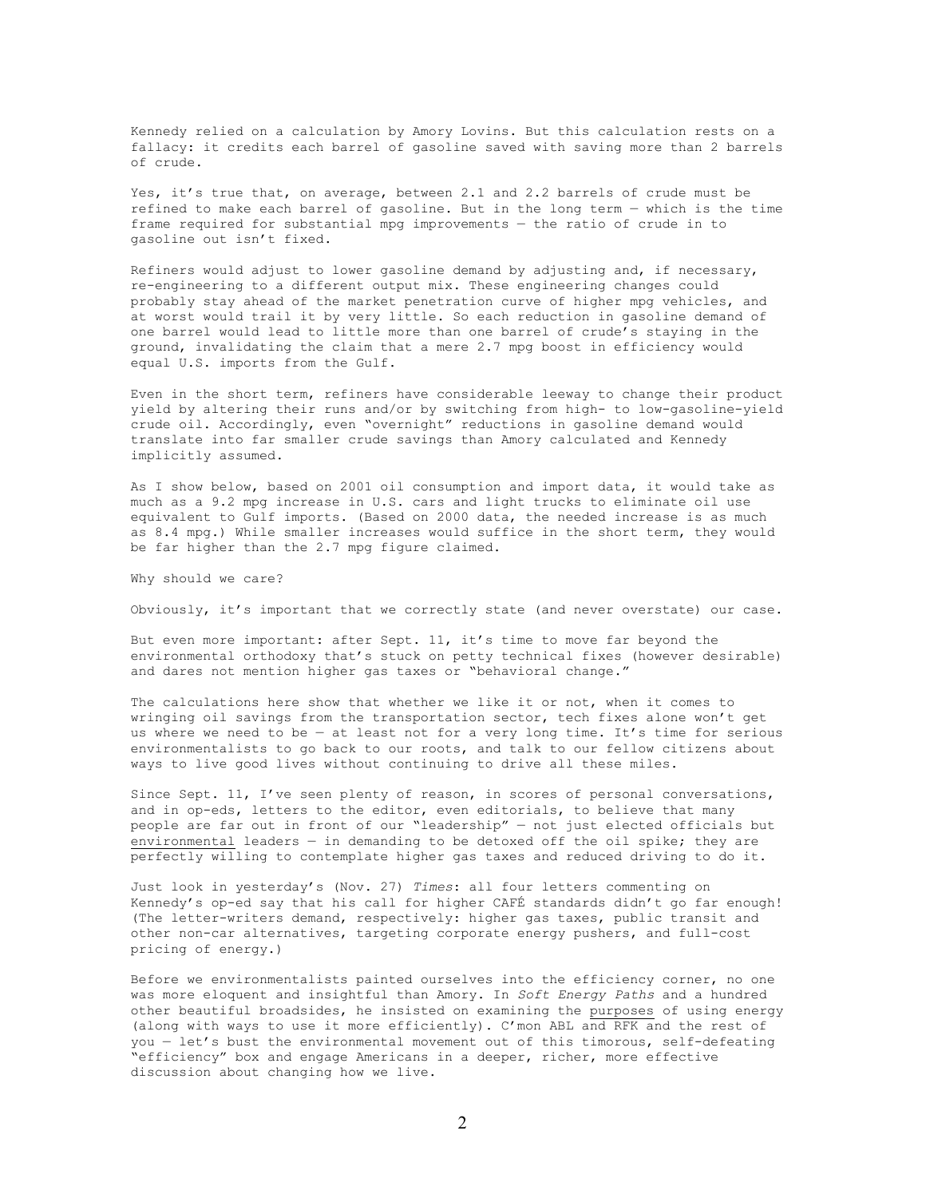Kennedy relied on a calculation by Amory Lovins. But this calculation rests on a fallacy: it credits each barrel of gasoline saved with saving more than 2 barrels of crude.

Yes, it's true that, on average, between 2.1 and 2.2 barrels of crude must be refined to make each barrel of gasoline. But in the long term — which is the time frame required for substantial mpg improvements — the ratio of crude in to gasoline out isn't fixed.

Refiners would adjust to lower gasoline demand by adjusting and, if necessary, re-engineering to a different output mix. These engineering changes could probably stay ahead of the market penetration curve of higher mpg vehicles, and at worst would trail it by very little. So each reduction in gasoline demand of one barrel would lead to little more than one barrel of crude's staying in the ground, invalidating the claim that a mere 2.7 mpg boost in efficiency would equal U.S. imports from the Gulf.

Even in the short term, refiners have considerable leeway to change their product yield by altering their runs and/or by switching from high- to low-gasoline-yield crude oil. Accordingly, even "overnight" reductions in gasoline demand would translate into far smaller crude savings than Amory calculated and Kennedy implicitly assumed.

As I show below, based on 2001 oil consumption and import data, it would take as much as a 9.2 mpg increase in U.S. cars and light trucks to eliminate oil use equivalent to Gulf imports. (Based on 2000 data, the needed increase is as much as 8.4 mpg.) While smaller increases would suffice in the short term, they would be far higher than the 2.7 mpg figure claimed.

Why should we care?

Obviously, it's important that we correctly state (and never overstate) our case.

But even more important: after Sept. 11, it's time to move far beyond the environmental orthodoxy that's stuck on petty technical fixes (however desirable) and dares not mention higher gas taxes or "behavioral change."

The calculations here show that whether we like it or not, when it comes to wringing oil savings from the transportation sector, tech fixes alone won't get us where we need to be — at least not for a very long time. It's time for serious environmentalists to go back to our roots, and talk to our fellow citizens about ways to live good lives without continuing to drive all these miles.

Since Sept. 11, I've seen plenty of reason, in scores of personal conversations, and in op-eds, letters to the editor, even editorials, to believe that many people are far out in front of our "leadership" — not just elected officials but environmental leaders — in demanding to be detoxed off the oil spike; they are perfectly willing to contemplate higher gas taxes and reduced driving to do it.

Just look in yesterday's (Nov. 27) *Times*: all four letters commenting on Kennedy's op-ed say that his call for higher CAFÉ standards didn't go far enough! (The letter-writers demand, respectively: higher gas taxes, public transit and other non-car alternatives, targeting corporate energy pushers, and full-cost pricing of energy.)

Before we environmentalists painted ourselves into the efficiency corner, no one was more eloquent and insightful than Amory. In *Soft Energy Paths* and a hundred other beautiful broadsides, he insisted on examining the purposes of using energy (along with ways to use it more efficiently). C'mon ABL and RFK and the rest of you — let's bust the environmental movement out of this timorous, self-defeating "efficiency" box and engage Americans in a deeper, richer, more effective discussion about changing how we live.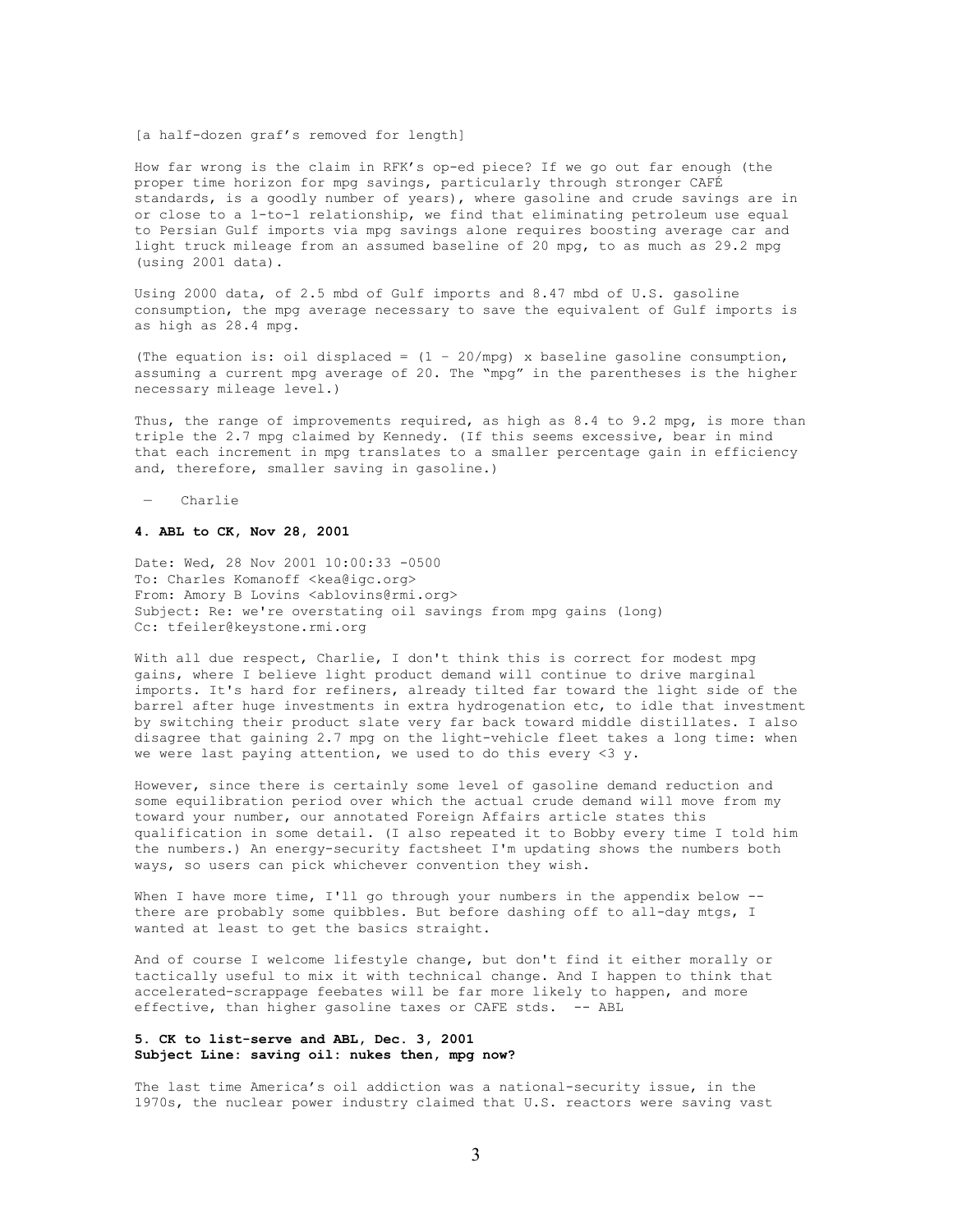[a half-dozen graf's removed for length]

How far wrong is the claim in RFK's op-ed piece? If we go out far enough (the proper time horizon for mpg savings, particularly through stronger CAFÉ standards, is a goodly number of years), where gasoline and crude savings are in or close to a 1-to-1 relationship, we find that eliminating petroleum use equal to Persian Gulf imports via mpg savings alone requires boosting average car and light truck mileage from an assumed baseline of 20 mpg, to as much as 29.2 mpg (using 2001 data).

Using 2000 data, of 2.5 mbd of Gulf imports and 8.47 mbd of U.S. gasoline consumption, the mpg average necessary to save the equivalent of Gulf imports is as high as 28.4 mpg.

(The equation is: oil displaced = $(1 - 20/\text{mpg}) \times$ baseline gasoline consumption, assuming a current mpg average of 20. The "mpg" in the parentheses is the higher necessary mileage level.)

Thus, the range of improvements required, as high as 8.4 to 9.2 mpg, is more than triple the 2.7 mpg claimed by Kennedy. (If this seems excessive, bear in mind that each increment in mpg translates to a smaller percentage gain in efficiency and, therefore, smaller saving in gasoline.)

— Charlie

**4. ABL to CK, Nov 28, 2001**

Date: Wed, 28 Nov 2001 10:00:33 -0500
To: Charles Komanoff <kea@igc.org>
From: Amory B Lovins <ablovins@rmi.org>
Subject: Re: we're overstating oil savings from mpg gains (long)
Cc: tfeiler@keystone.rmi.org

With all due respect, Charlie, I don't think this is correct for modest mpg gains, where I believe light product demand will continue to drive marginal imports. It's hard for refiners, already tilted far toward the light side of the barrel after huge investments in extra hydrogenation etc, to idle that investment by switching their product slate very far back toward middle distillates. I also disagree that gaining 2.7 mpg on the light-vehicle fleet takes a long time: when we were last paying attention, we used to do this every <3 y.

However, since there is certainly some level of gasoline demand reduction and some equilibration period over which the actual crude demand will move from my toward your number, our annotated Foreign Affairs article states this qualification in some detail. (I also repeated it to Bobby every time I told him the numbers.) An energy-security factsheet I'm updating shows the numbers both ways, so users can pick whichever convention they wish.

When I have more time, I'll go through your numbers in the appendix below -- there are probably some quibbles. But before dashing off to all-day mtgs, I wanted at least to get the basics straight.

And of course I welcome lifestyle change, but don't find it either morally or tactically useful to mix it with technical change. And I happen to think that accelerated-scrappage feebates will be far more likely to happen, and more effective, than higher gasoline taxes or CAFE stds. -- ABL

**5. CK to list-serve and ABL, Dec. 3, 2001**
**Subject Line: saving oil: nukes then, mpg now?**

The last time America's oil addiction was a national-security issue, in the 1970s, the nuclear power industry claimed that U.S. reactors were saving vast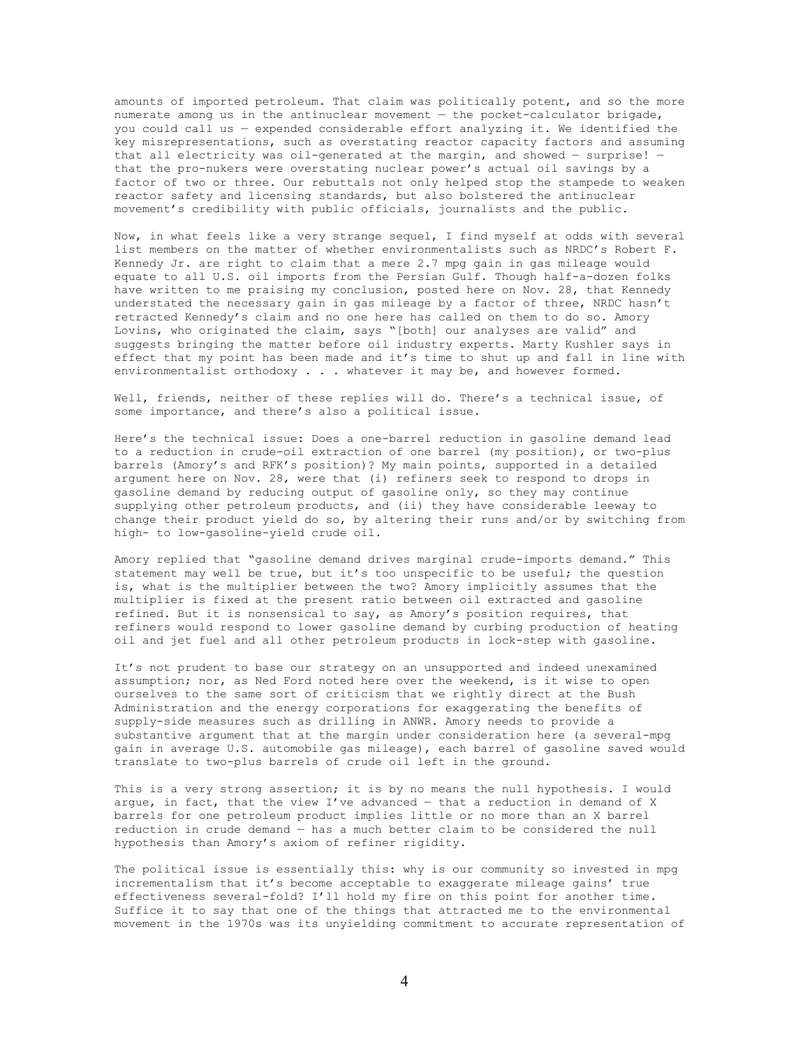amounts of imported petroleum. That claim was politically potent, and so the more numerate among us in the antinuclear movement — the pocket-calculator brigade, you could call us — expended considerable effort analyzing it. We identified the key misrepresentations, such as overstating reactor capacity factors and assuming that all electricity was oil-generated at the margin, and showed — surprise! — that the pro-nukers were overstating nuclear power's actual oil savings by a factor of two or three. Our rebuttals not only helped stop the stampede to weaken reactor safety and licensing standards, but also bolstered the antinuclear movement's credibility with public officials, journalists and the public.

Now, in what feels like a very strange sequel, I find myself at odds with several list members on the matter of whether environmentalists such as NRDC's Robert F. Kennedy Jr. are right to claim that a mere 2.7 mpg gain in gas mileage would equate to all U.S. oil imports from the Persian Gulf. Though half-a-dozen folks have written to me praising my conclusion, posted here on Nov. 28, that Kennedy understated the necessary gain in gas mileage by a factor of three, NRDC hasn't retracted Kennedy's claim and no one here has called on them to do so. Amory Lovins, who originated the claim, says "[both] our analyses are valid" and suggests bringing the matter before oil industry experts. Marty Kushler says in effect that my point has been made and it's time to shut up and fall in line with environmentalist orthodoxy . . . whatever it may be, and however formed.

Well, friends, neither of these replies will do. There's a technical issue, of some importance, and there's also a political issue.

Here's the technical issue: Does a one-barrel reduction in gasoline demand lead to a reduction in crude-oil extraction of one barrel (my position), or two-plus barrels (Amory's and RFK's position)? My main points, supported in a detailed argument here on Nov. 28, were that (i) refiners seek to respond to drops in gasoline demand by reducing output of gasoline only, so they may continue supplying other petroleum products, and (ii) they have considerable leeway to change their product yield do so, by altering their runs and/or by switching from high- to low-gasoline-yield crude oil.

Amory replied that "gasoline demand drives marginal crude-imports demand." This statement may well be true, but it's too unspecific to be useful; the question is, what is the multiplier between the two? Amory implicitly assumes that the multiplier is fixed at the present ratio between oil extracted and gasoline refined. But it is nonsensical to say, as Amory's position requires, that refiners would respond to lower gasoline demand by curbing production of heating oil and jet fuel and all other petroleum products in lock-step with gasoline.

It's not prudent to base our strategy on an unsupported and indeed unexamined assumption; nor, as Ned Ford noted here over the weekend, is it wise to open ourselves to the same sort of criticism that we rightly direct at the Bush Administration and the energy corporations for exaggerating the benefits of supply-side measures such as drilling in ANWR. Amory needs to provide a substantive argument that at the margin under consideration here (a several-mpg gain in average U.S. automobile gas mileage), each barrel of gasoline saved would translate to two-plus barrels of crude oil left in the ground.

This is a very strong assertion; it is by no means the null hypothesis. I would argue, in fact, that the view I've advanced — that a reduction in demand of X barrels for one petroleum product implies little or no more than an X barrel reduction in crude demand — has a much better claim to be considered the null hypothesis than Amory's axiom of refiner rigidity.

The political issue is essentially this: why is our community so invested in mpg incrementalism that it's become acceptable to exaggerate mileage gains' true effectiveness several-fold? I'll hold my fire on this point for another time. Suffice it to say that one of the things that attracted me to the environmental movement in the 1970s was its unyielding commitment to accurate representation of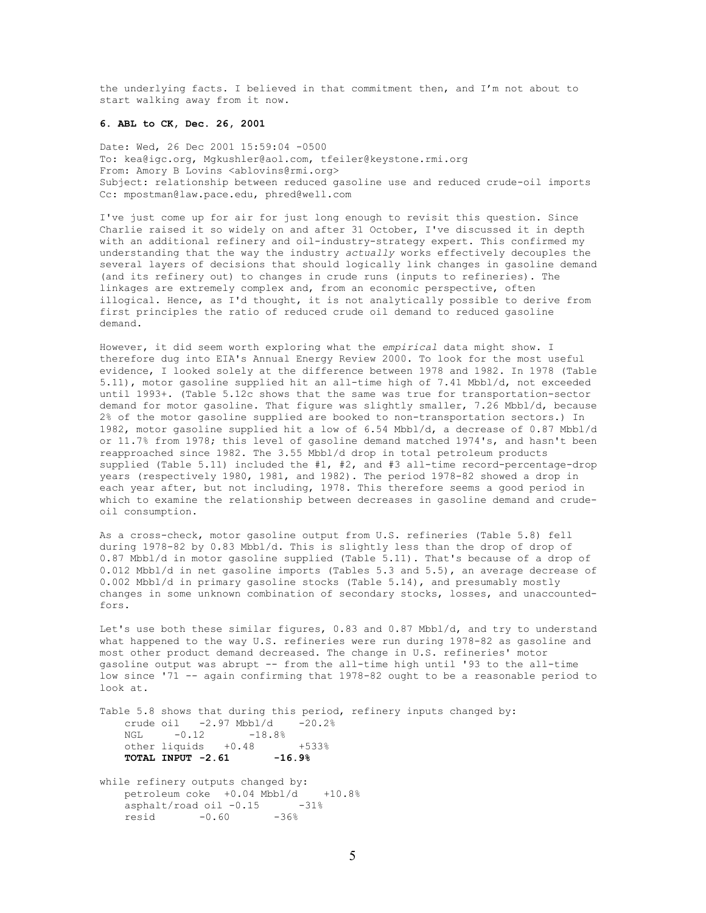the underlying facts. I believed in that commitment then, and I'm not about to start walking away from it now.

**6. ABL to CK, Dec. 26, 2001**

Date: Wed, 26 Dec 2001 15:59:04 -0500
To: kea@igc.org, Mgkushler@aol.com, tfeiler@keystone.rmi.org
From: Amory B Lovins <ablovins@rmi.org>
Subject: relationship between reduced gasoline use and reduced crude-oil imports
Cc: mpostman@law.pace.edu, phred@well.com

I've just come up for air for just long enough to revisit this question. Since Charlie raised it so widely on and after 31 October, I've discussed it in depth with an additional refinery and oil-industry-strategy expert. This confirmed my understanding that the way the industry *actually* works effectively decouples the several layers of decisions that should logically link changes in gasoline demand (and its refinery out) to changes in crude runs (inputs to refineries). The linkages are extremely complex and, from an economic perspective, often illogical. Hence, as I'd thought, it is not analytically possible to derive from first principles the ratio of reduced crude oil demand to reduced gasoline demand.

However, it did seem worth exploring what the *empirical* data might show. I therefore dug into EIA's Annual Energy Review 2000. To look for the most useful evidence, I looked solely at the difference between 1978 and 1982. In 1978 (Table 5.11), motor gasoline supplied hit an all-time high of 7.41 Mbbl/d, not exceeded until 1993+. (Table 5.12c shows that the same was true for transportation-sector demand for motor gasoline. That figure was slightly smaller, 7.26 Mbbl/d, because 2% of the motor gasoline supplied are booked to non-transportation sectors.) In 1982, motor gasoline supplied hit a low of 6.54 Mbbl/d, a decrease of 0.87 Mbbl/d or 11.7% from 1978; this level of gasoline demand matched 1974's, and hasn't been reapproached since 1982. The 3.55 Mbbl/d drop in total petroleum products supplied (Table 5.11) included the #1, #2, and #3 all-time record-percentage-drop years (respectively 1980, 1981, and 1982). The period 1978-82 showed a drop in each year after, but not including, 1978. This therefore seems a good period in which to examine the relationship between decreases in gasoline demand and crude-oil consumption.

As a cross-check, motor gasoline output from U.S. refineries (Table 5.8) fell during 1978-82 by 0.83 Mbbl/d. This is slightly less than the drop of drop of 0.87 Mbbl/d in motor gasoline supplied (Table 5.11). That's because of a drop of 0.012 Mbbl/d in net gasoline imports (Tables 5.3 and 5.5), an average decrease of 0.002 Mbbl/d in primary gasoline stocks (Table 5.14), and presumably mostly changes in some unknown combination of secondary stocks, losses, and unaccounted-fors.

Let's use both these similar figures, 0.83 and 0.87 Mbbl/d, and try to understand what happened to the way U.S. refineries were run during 1978-82 as gasoline and most other product demand decreased. The change in U.S. refineries' motor gasoline output was abrupt -- from the all-time high until '93 to the all-time low since '71 -- again confirming that 1978-82 ought to be a reasonable period to look at.

Table 5.8 shows that during this period, refinery inputs changed by:

```
    crude oil    -2.97 Mbbl/d    -20.2%
    NGL      -0.12        -18.8%
    other liquids   +0.48       +533%
```
**TOTAL INPUT -2.61 -16.9%**

while refinery outputs changed by:

```
    petroleum coke  +0.04 Mbbl/d    +10.8%
    asphalt/road oil -0.15       -31%
    resid       -0.60       -36%
```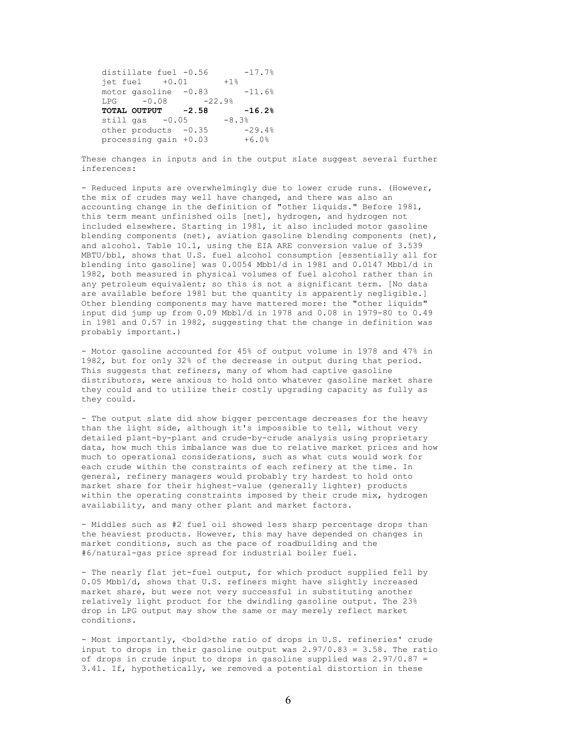| | | |
|---|---|---|
| distillate fuel | -0.56 | -17.7% |
| jet fuel | +0.01 | +1% |
| motor gasoline | -0.83 | -11.6% |
| LPG | -0.08 | -22.9% |
| **TOTAL OUTPUT** | **-2.58** | **-16.2%** |
| still gas | -0.05 | -8.3% |
| other products | -0.35 | -29.4% |
| processing gain | +0.03 | +6.0% |

These changes in inputs and in the output slate suggest several further inferences:

- Reduced inputs are overwhelmingly due to lower crude runs. (However, the mix of crudes may well have changed, and there was also an accounting change in the definition of "other liquids." Before 1981, this term meant unfinished oils [net], hydrogen, and hydrogen not included elsewhere. Starting in 1981, it also included motor gasoline blending components (net), aviation gasoline blending components (net), and alcohol. Table 10.1, using the EIA ARE conversion value of 3.539 MBTU/bbl, shows that U.S. fuel alcohol consumption [essentially all for blending into gasoline] was 0.0054 Mbbl/d in 1981 and 0.0147 Mbbl/d in 1982, both measured in physical volumes of fuel alcohol rather than in any petroleum equivalent; so this is not a significant term. [No data are available before 1981 but the quantity is apparently negligible.] Other blending components may have mattered more: the "other liquids" input did jump up from 0.09 Mbbl/d in 1978 and 0.08 in 1979-80 to 0.49 in 1981 and 0.57 in 1982, suggesting that the change in definition was probably important.)

- Motor gasoline accounted for 45% of output volume in 1978 and 47% in 1982, but for only 32% of the decrease in output during that period. This suggests that refiners, many of whom had captive gasoline distributors, were anxious to hold onto whatever gasoline market share they could and to utilize their costly upgrading capacity as fully as they could.

- The output slate did show bigger percentage decreases for the heavy than the light side, although it's impossible to tell, without very detailed plant-by-plant and crude-by-crude analysis using proprietary data, how much this imbalance was due to relative market prices and how much to operational considerations, such as what cuts would work for each crude within the constraints of each refinery at the time. In general, refinery managers would probably try hardest to hold onto market share for their highest-value (generally lighter) products within the operating constraints imposed by their crude mix, hydrogen availability, and many other plant and market factors.

- Middles such as #2 fuel oil showed less sharp percentage drops than the heaviest products. However, this may have depended on changes in market conditions, such as the pace of roadbuilding and the #6/natural-gas price spread for industrial boiler fuel.

- The nearly flat jet-fuel output, for which product supplied fell by 0.05 Mbbl/d, shows that U.S. refiners might have slightly increased market share, but were not very successful in substituting another relatively light product for the dwindling gasoline output. The 23% drop in LPG output may show the same or may merely reflect market conditions.

- Most importantly, <bold>the ratio of drops in U.S. refineries' crude input to drops in their gasoline output was 2.97/0.83 = 3.58. The ratio of drops in crude input to drops in gasoline supplied was 2.97/0.87 = 3.41. If, hypothetically, we removed a potential distortion in these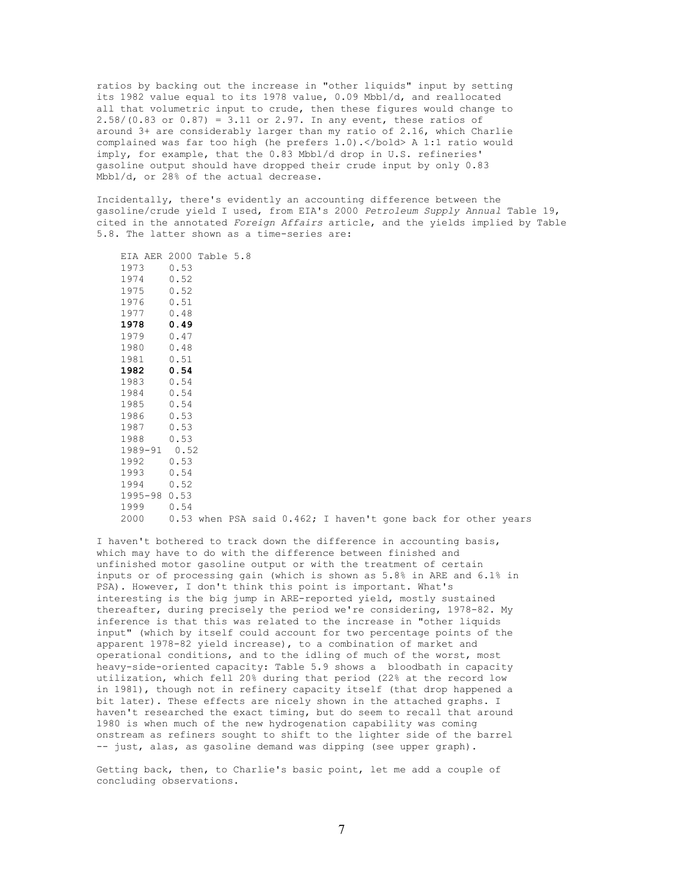ratios by backing out the increase in "other liquids" input by setting its 1982 value equal to its 1978 value, 0.09 Mbbl/d, and reallocated all that volumetric input to crude, then these figures would change to 2.58/(0.83 or 0.87) = 3.11 or 2.97. In any event, these ratios of around 3+ are considerably larger than my ratio of 2.16, which Charlie complained was far too high (he prefers 1.0).</bold> A 1:1 ratio would imply, for example, that the 0.83 Mbbl/d drop in U.S. refineries' gasoline output should have dropped their crude input by only 0.83 Mbbl/d, or 28% of the actual decrease.

Incidentally, there's evidently an accounting difference between the gasoline/crude yield I used, from EIA's 2000 *Petroleum Supply Annual* Table 19, cited in the annotated *Foreign Affairs* article, and the yields implied by Table 5.8. The latter shown as a time-series are:

| EIA AER 2000 Table 5.8 | |
|---|---|
| 1973 | 0.53 |
| 1974 | 0.52 |
| 1975 | 0.52 |
| 1976 | 0.51 |
| 1977 | 0.48 |
| **1978** | **0.49** |
| 1979 | 0.47 |
| 1980 | 0.48 |
| 1981 | 0.51 |
| **1982** | **0.54** |
| 1983 | 0.54 |
| 1984 | 0.54 |
| 1985 | 0.54 |
| 1986 | 0.53 |
| 1987 | 0.53 |
| 1988 | 0.53 |
| 1989-91 | 0.52 |
| 1992 | 0.53 |
| 1993 | 0.54 |
| 1994 | 0.52 |
| 1995-98 | 0.53 |
| 1999 | 0.54 |
| 2000 | 0.53 when PSA said 0.462; I haven't gone back for other years |

I haven't bothered to track down the difference in accounting basis, which may have to do with the difference between finished and unfinished motor gasoline output or with the treatment of certain inputs or of processing gain (which is shown as 5.8% in ARE and 6.1% in PSA). However, I don't think this point is important. What's interesting is the big jump in ARE-reported yield, mostly sustained thereafter, during precisely the period we're considering, 1978-82. My inference is that this was related to the increase in "other liquids input" (which by itself could account for two percentage points of the apparent 1978-82 yield increase), to a combination of market and operational conditions, and to the idling of much of the worst, most heavy-side-oriented capacity: Table 5.9 shows a bloodbath in capacity utilization, which fell 20% during that period (22% at the record low in 1981), though not in refinery capacity itself (that drop happened a bit later). These effects are nicely shown in the attached graphs. I haven't researched the exact timing, but do seem to recall that around 1980 is when much of the new hydrogenation capability was coming onstream as refiners sought to shift to the lighter side of the barrel -- just, alas, as gasoline demand was dipping (see upper graph).

Getting back, then, to Charlie's basic point, let me add a couple of concluding observations.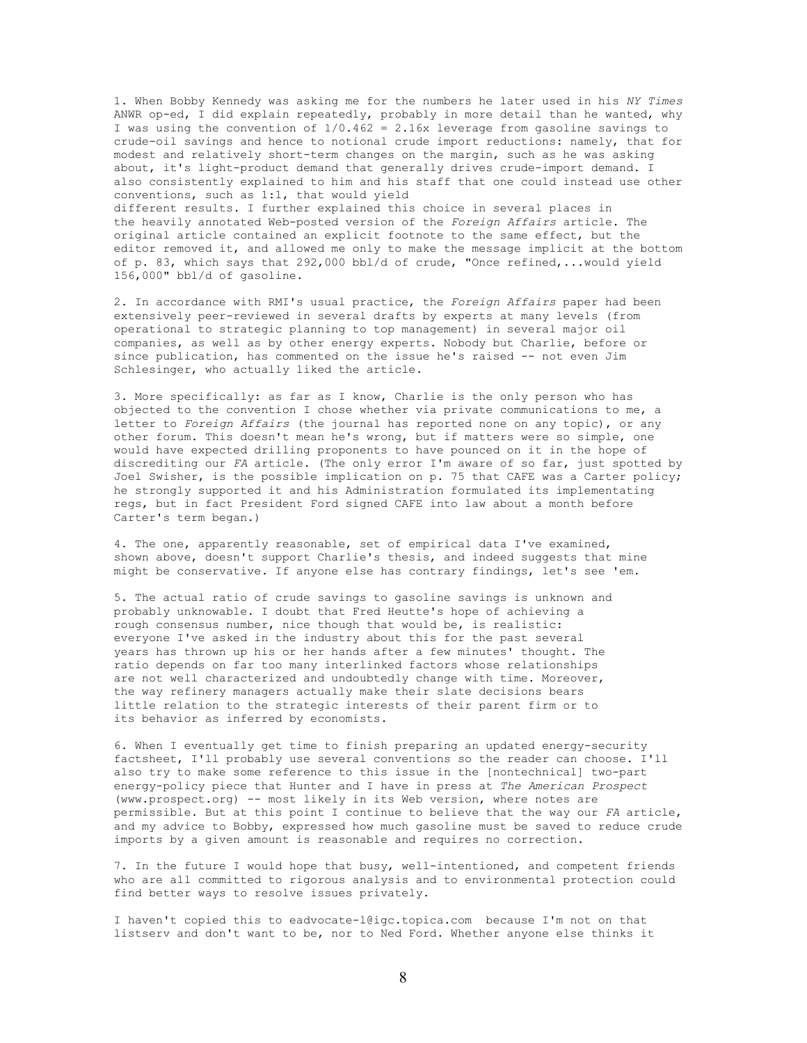1. When Bobby Kennedy was asking me for the numbers he later used in his *NY Times* ANWR op-ed, I did explain repeatedly, probably in more detail than he wanted, why I was using the convention of $1/0.462 = 2.16x$ leverage from gasoline savings to crude-oil savings and hence to notional crude import reductions: namely, that for modest and relatively short-term changes on the margin, such as he was asking about, it's light-product demand that generally drives crude-import demand. I also consistently explained to him and his staff that one could instead use other conventions, such as 1:1, that would yield different results. I further explained this choice in several places in the heavily annotated Web-posted version of the *Foreign Affairs* article. The original article contained an explicit footnote to the same effect, but the editor removed it, and allowed me only to make the message implicit at the bottom of p. 83, which says that 292,000 bbl/d of crude, "Once refined,...would yield 156,000" bbl/d of gasoline.

2. In accordance with RMI's usual practice, the *Foreign Affairs* paper had been extensively peer-reviewed in several drafts by experts at many levels (from operational to strategic planning to top management) in several major oil companies, as well as by other energy experts. Nobody but Charlie, before or since publication, has commented on the issue he's raised -- not even Jim Schlesinger, who actually liked the article.

3. More specifically: as far as I know, Charlie is the only person who has objected to the convention I chose whether via private communications to me, a letter to *Foreign Affairs* (the journal has reported none on any topic), or any other forum. This doesn't mean he's wrong, but if matters were so simple, one would have expected drilling proponents to have pounced on it in the hope of discrediting our *FA* article. (The only error I'm aware of so far, just spotted by Joel Swisher, is the possible implication on p. 75 that CAFE was a Carter policy; he strongly supported it and his Administration formulated its implementating regs, but in fact President Ford signed CAFE into law about a month before Carter's term began.)

4. The one, apparently reasonable, set of empirical data I've examined, shown above, doesn't support Charlie's thesis, and indeed suggests that mine might be conservative. If anyone else has contrary findings, let's see 'em.

5. The actual ratio of crude savings to gasoline savings is unknown and probably unknowable. I doubt that Fred Heutte's hope of achieving a rough consensus number, nice though that would be, is realistic: everyone I've asked in the industry about this for the past several years has thrown up his or her hands after a few minutes' thought. The ratio depends on far too many interlinked factors whose relationships are not well characterized and undoubtedly change with time. Moreover, the way refinery managers actually make their slate decisions bears little relation to the strategic interests of their parent firm or to its behavior as inferred by economists.

6. When I eventually get time to finish preparing an updated energy-security factsheet, I'll probably use several conventions so the reader can choose. I'll also try to make some reference to this issue in the [nontechnical] two-part energy-policy piece that Hunter and I have in press at *The American Prospect* (www.prospect.org) -- most likely in its Web version, where notes are permissible. But at this point I continue to believe that the way our *FA* article, and my advice to Bobby, expressed how much gasoline must be saved to reduce crude imports by a given amount is reasonable and requires no correction.

7. In the future I would hope that busy, well-intentioned, and competent friends who are all committed to rigorous analysis and to environmental protection could find better ways to resolve issues privately.

I haven't copied this to eadvocate-l@igc.topica.com because I'm not on that listserv and don't want to be, nor to Ned Ford. Whether anyone else thinks it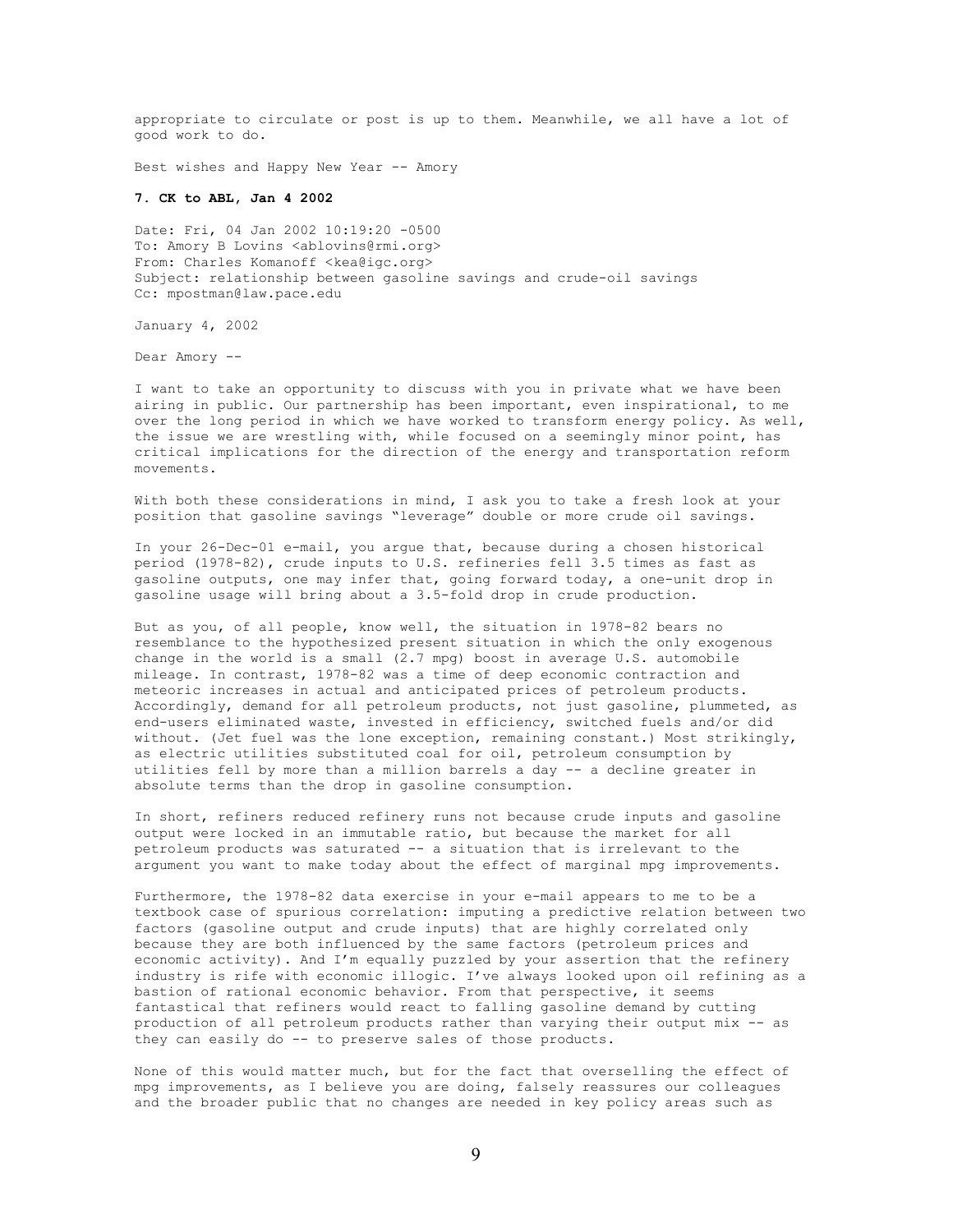appropriate to circulate or post is up to them. Meanwhile, we all have a lot of good work to do.

Best wishes and Happy New Year -- Amory

**7. CK to ABL, Jan 4 2002**

Date: Fri, 04 Jan 2002 10:19:20 -0500
To: Amory B Lovins <ablovins@rmi.org>
From: Charles Komanoff <kea@igc.org>
Subject: relationship between gasoline savings and crude-oil savings
Cc: mpostman@law.pace.edu

January 4, 2002

Dear Amory --

I want to take an opportunity to discuss with you in private what we have been airing in public. Our partnership has been important, even inspirational, to me over the long period in which we have worked to transform energy policy. As well, the issue we are wrestling with, while focused on a seemingly minor point, has critical implications for the direction of the energy and transportation reform movements.

With both these considerations in mind, I ask you to take a fresh look at your position that gasoline savings "leverage" double or more crude oil savings.

In your 26-Dec-01 e-mail, you argue that, because during a chosen historical period (1978-82), crude inputs to U.S. refineries fell 3.5 times as fast as gasoline outputs, one may infer that, going forward today, a one-unit drop in gasoline usage will bring about a 3.5-fold drop in crude production.

But as you, of all people, know well, the situation in 1978-82 bears no resemblance to the hypothesized present situation in which the only exogenous change in the world is a small (2.7 mpg) boost in average U.S. automobile mileage. In contrast, 1978-82 was a time of deep economic contraction and meteoric increases in actual and anticipated prices of petroleum products. Accordingly, demand for all petroleum products, not just gasoline, plummeted, as end-users eliminated waste, invested in efficiency, switched fuels and/or did without. (Jet fuel was the lone exception, remaining constant.) Most strikingly, as electric utilities substituted coal for oil, petroleum consumption by utilities fell by more than a million barrels a day -- a decline greater in absolute terms than the drop in gasoline consumption.

In short, refiners reduced refinery runs not because crude inputs and gasoline output were locked in an immutable ratio, but because the market for all petroleum products was saturated -- a situation that is irrelevant to the argument you want to make today about the effect of marginal mpg improvements.

Furthermore, the 1978-82 data exercise in your e-mail appears to me to be a textbook case of spurious correlation: imputing a predictive relation between two factors (gasoline output and crude inputs) that are highly correlated only because they are both influenced by the same factors (petroleum prices and economic activity). And I'm equally puzzled by your assertion that the refinery industry is rife with economic illogic. I've always looked upon oil refining as a bastion of rational economic behavior. From that perspective, it seems fantastical that refiners would react to falling gasoline demand by cutting production of all petroleum products rather than varying their output mix -- as they can easily do -- to preserve sales of those products.

None of this would matter much, but for the fact that overselling the effect of mpg improvements, as I believe you are doing, falsely reassures our colleagues and the broader public that no changes are needed in key policy areas such as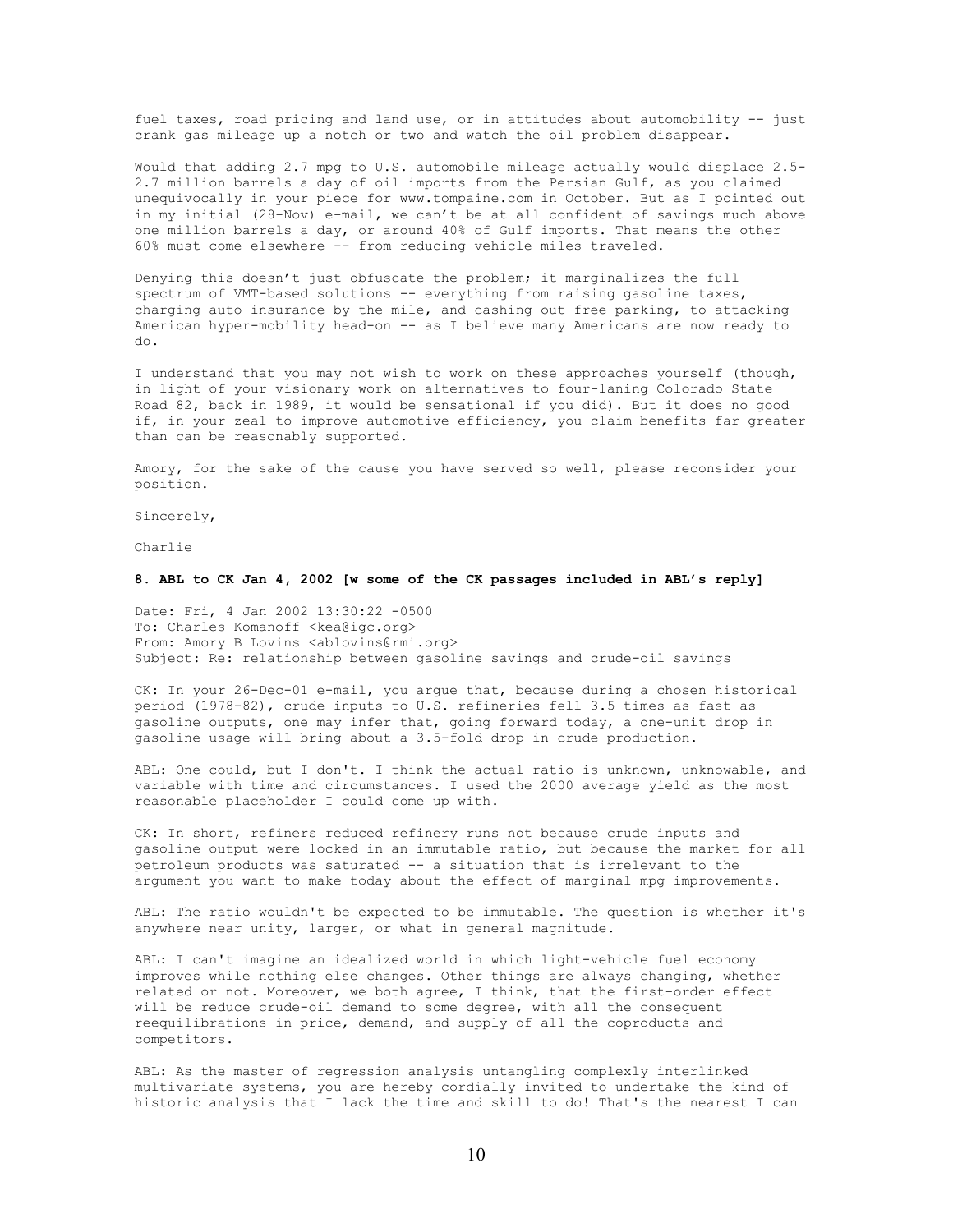fuel taxes, road pricing and land use, or in attitudes about automobility -- just crank gas mileage up a notch or two and watch the oil problem disappear.

Would that adding 2.7 mpg to U.S. automobile mileage actually would displace 2.5-2.7 million barrels a day of oil imports from the Persian Gulf, as you claimed unequivocally in your piece for www.tompaine.com in October. But as I pointed out in my initial (28-Nov) e-mail, we can't be at all confident of savings much above one million barrels a day, or around 40% of Gulf imports. That means the other 60% must come elsewhere -- from reducing vehicle miles traveled.

Denying this doesn't just obfuscate the problem; it marginalizes the full spectrum of VMT-based solutions -- everything from raising gasoline taxes, charging auto insurance by the mile, and cashing out free parking, to attacking American hyper-mobility head-on -- as I believe many Americans are now ready to do.

I understand that you may not wish to work on these approaches yourself (though, in light of your visionary work on alternatives to four-laning Colorado State Road 82, back in 1989, it would be sensational if you did). But it does no good if, in your zeal to improve automotive efficiency, you claim benefits far greater than can be reasonably supported.

Amory, for the sake of the cause you have served so well, please reconsider your position.

Sincerely,

Charlie

**8. ABL to CK Jan 4, 2002 [w some of the CK passages included in ABL's reply]**

Date: Fri, 4 Jan 2002 13:30:22 -0500
To: Charles Komanoff <kea@igc.org>
From: Amory B Lovins <ablovins@rmi.org>
Subject: Re: relationship between gasoline savings and crude-oil savings

CK: In your 26-Dec-01 e-mail, you argue that, because during a chosen historical period (1978-82), crude inputs to U.S. refineries fell 3.5 times as fast as gasoline outputs, one may infer that, going forward today, a one-unit drop in gasoline usage will bring about a 3.5-fold drop in crude production.

ABL: One could, but I don't. I think the actual ratio is unknown, unknowable, and variable with time and circumstances. I used the 2000 average yield as the most reasonable placeholder I could come up with.

CK: In short, refiners reduced refinery runs not because crude inputs and gasoline output were locked in an immutable ratio, but because the market for all petroleum products was saturated -- a situation that is irrelevant to the argument you want to make today about the effect of marginal mpg improvements.

ABL: The ratio wouldn't be expected to be immutable. The question is whether it's anywhere near unity, larger, or what in general magnitude.

ABL: I can't imagine an idealized world in which light-vehicle fuel economy improves while nothing else changes. Other things are always changing, whether related or not. Moreover, we both agree, I think, that the first-order effect will be reduce crude-oil demand to some degree, with all the consequent reequilibrations in price, demand, and supply of all the coproducts and competitors.

ABL: As the master of regression analysis untangling complexly interlinked multivariate systems, you are hereby cordially invited to undertake the kind of historic analysis that I lack the time and skill to do! That's the nearest I can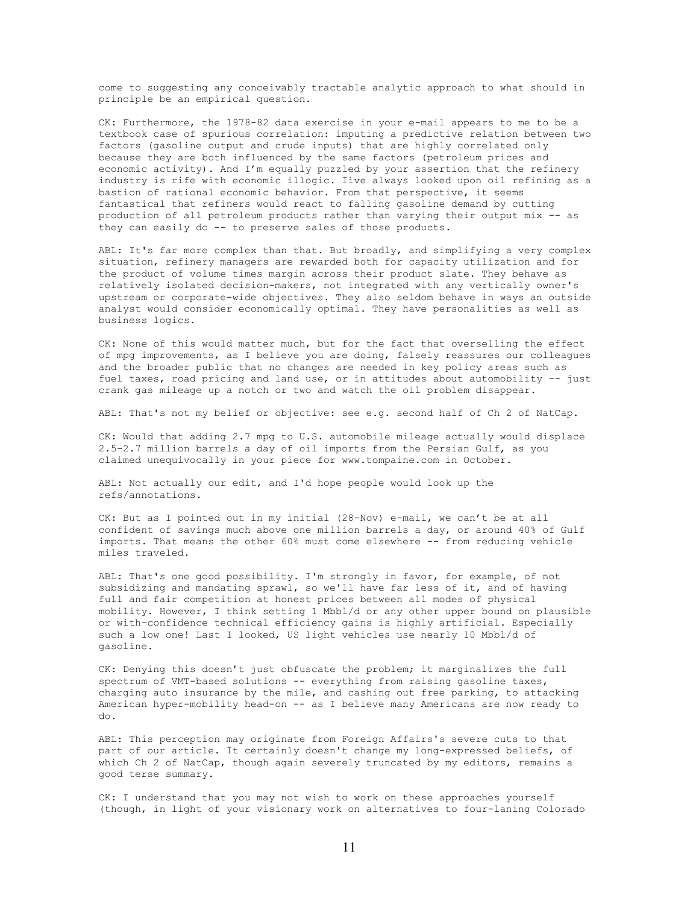come to suggesting any conceivably tractable analytic approach to what should in principle be an empirical question.

CK: Furthermore, the 1978-82 data exercise in your e-mail appears to me to be a textbook case of spurious correlation: imputing a predictive relation between two factors (gasoline output and crude inputs) that are highly correlated only because they are both influenced by the same factors (petroleum prices and economic activity). And I'm equally puzzled by your assertion that the refinery industry is rife with economic illogic. Iíve always looked upon oil refining as a bastion of rational economic behavior. From that perspective, it seems fantastical that refiners would react to falling gasoline demand by cutting production of all petroleum products rather than varying their output mix -- as they can easily do -- to preserve sales of those products.

ABL: It's far more complex than that. But broadly, and simplifying a very complex situation, refinery managers are rewarded both for capacity utilization and for the product of volume times margin across their product slate. They behave as relatively isolated decision-makers, not integrated with any vertically owner's upstream or corporate-wide objectives. They also seldom behave in ways an outside analyst would consider economically optimal. They have personalities as well as business logics.

CK: None of this would matter much, but for the fact that overselling the effect of mpg improvements, as I believe you are doing, falsely reassures our colleagues and the broader public that no changes are needed in key policy areas such as fuel taxes, road pricing and land use, or in attitudes about automobility -- just crank gas mileage up a notch or two and watch the oil problem disappear.

ABL: That's not my belief or objective: see e.g. second half of Ch 2 of NatCap.

CK: Would that adding 2.7 mpg to U.S. automobile mileage actually would displace 2.5-2.7 million barrels a day of oil imports from the Persian Gulf, as you claimed unequivocally in your piece for www.tompaine.com in October.

ABL: Not actually our edit, and I'd hope people would look up the refs/annotations.

CK: But as I pointed out in my initial (28-Nov) e-mail, we can't be at all confident of savings much above one million barrels a day, or around 40% of Gulf imports. That means the other 60% must come elsewhere -- from reducing vehicle miles traveled.

ABL: That's one good possibility. I'm strongly in favor, for example, of not subsidizing and mandating sprawl, so we'll have far less of it, and of having full and fair competition at honest prices between all modes of physical mobility. However, I think setting 1 Mbbl/d or any other upper bound on plausible or with-confidence technical efficiency gains is highly artificial. Especially such a low one! Last I looked, US light vehicles use nearly 10 Mbbl/d of gasoline.

CK: Denying this doesn't just obfuscate the problem; it marginalizes the full spectrum of VMT-based solutions -- everything from raising gasoline taxes, charging auto insurance by the mile, and cashing out free parking, to attacking American hyper-mobility head-on -- as I believe many Americans are now ready to do.

ABL: This perception may originate from Foreign Affairs's severe cuts to that part of our article. It certainly doesn't change my long-expressed beliefs, of which Ch 2 of NatCap, though again severely truncated by my editors, remains a good terse summary.

CK: I understand that you may not wish to work on these approaches yourself (though, in light of your visionary work on alternatives to four-laning Colorado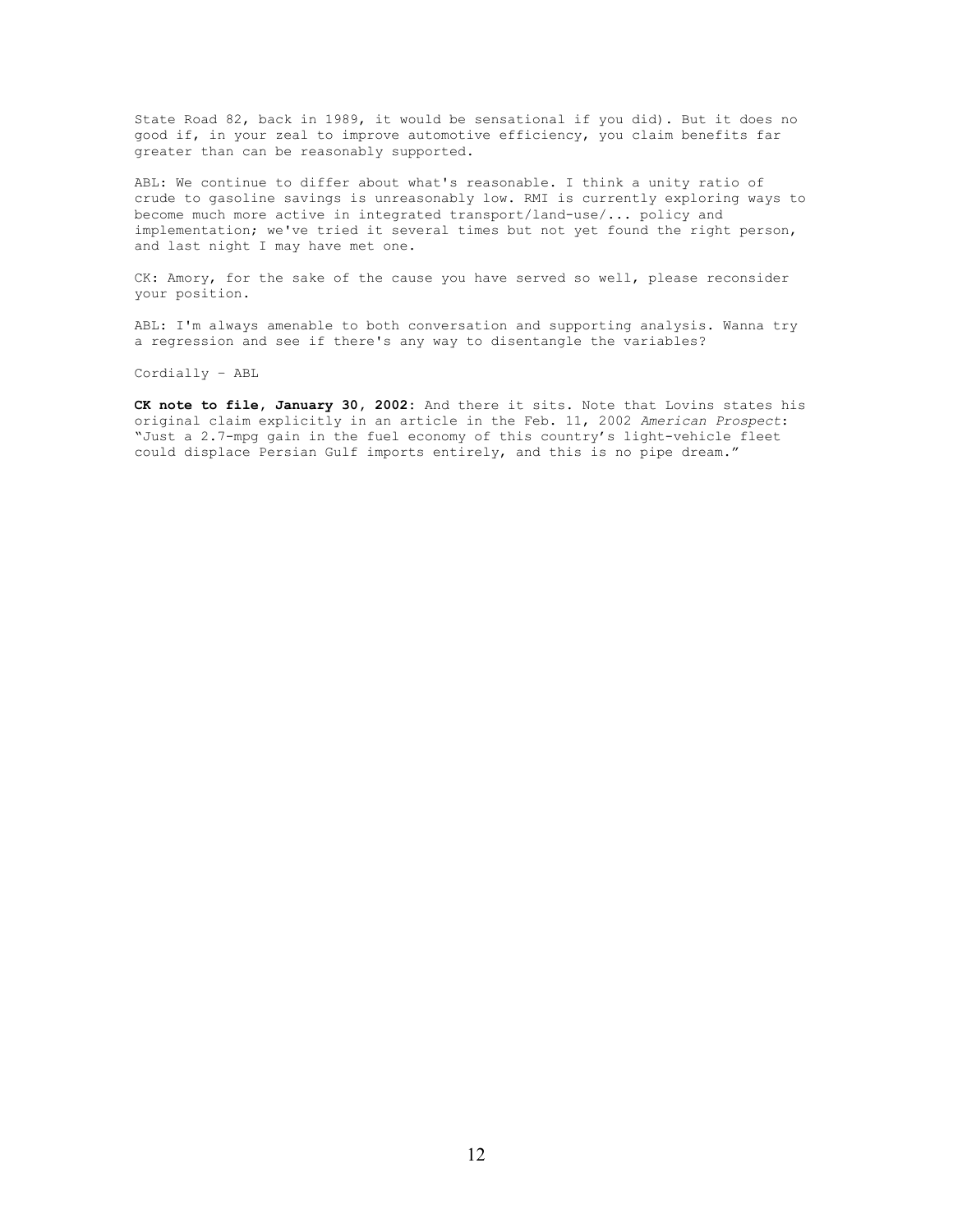State Road 82, back in 1989, it would be sensational if you did). But it does no good if, in your zeal to improve automotive efficiency, you claim benefits far greater than can be reasonably supported.

ABL: We continue to differ about what's reasonable. I think a unity ratio of crude to gasoline savings is unreasonably low. RMI is currently exploring ways to become much more active in integrated transport/land-use/... policy and implementation; we've tried it several times but not yet found the right person, and last night I may have met one.

CK: Amory, for the sake of the cause you have served so well, please reconsider your position.

ABL: I'm always amenable to both conversation and supporting analysis. Wanna try a regression and see if there's any way to disentangle the variables?

Cordially – ABL

**CK note to file, January 30, 2002:** And there it sits. Note that Lovins states his original claim explicitly in an article in the Feb. 11, 2002 *American Prospect*: "Just a 2.7-mpg gain in the fuel economy of this country's light-vehicle fleet could displace Persian Gulf imports entirely, and this is no pipe dream."